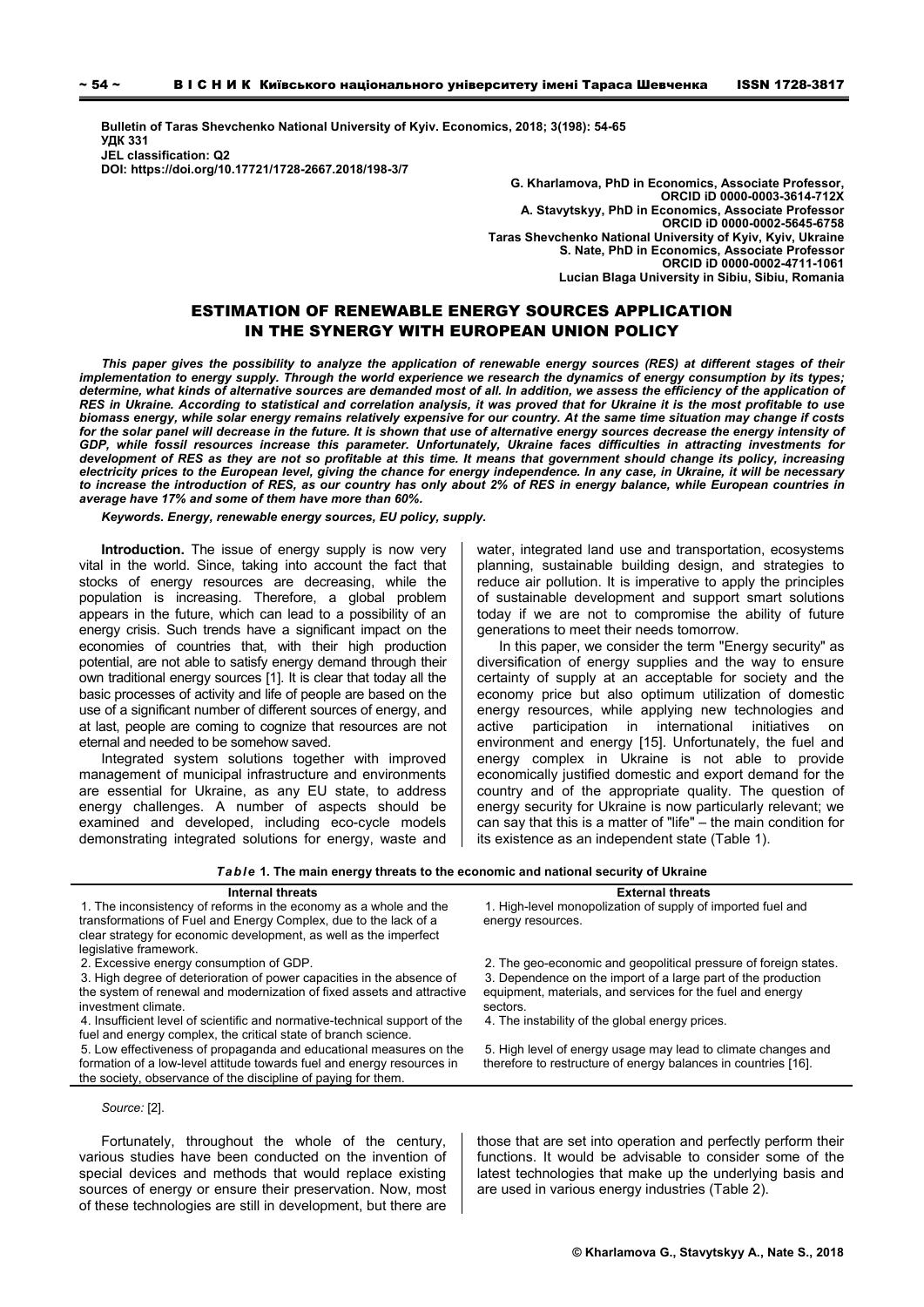**Bulletin of Taras Shevchenko National University of Kyiv. Economics, 2018; 3(198): 54-65**
**УДК 331**
**JEL classification: Q2**
**DOI: https://doi.org/10.17721/1728-2667.2018/198-3/7**

**G. Kharlamova, PhD in Economics, Associate Professor,**
**ORCID iD 0000-0003-3614-712X**
**A. Stavytskyy, PhD in Economics, Associate Professor**
**ORCID iD 0000-0002-5645-6758**
**Taras Shevchenko National University of Kyiv, Kyiv, Ukraine**
**S. Nate, PhD in Economics, Associate Professor**
**ORCID iD 0000-0002-4711-1061**
**Lucian Blaga University in Sibiu, Sibiu, Romania**

# ESTIMATION OF RENEWABLE ENERGY SOURCES APPLICATION IN THE SYNERGY WITH EUROPEAN UNION POLICY

***This paper gives the possibility to analyze the application of renewable energy sources (RES) at different stages of their implementation to energy supply. Through the world experience we research the dynamics of energy consumption by its types; determine, what kinds of alternative sources are demanded most of all. In addition, we assess the efficiency of the application of RES in Ukraine. According to statistical and correlation analysis, it was proved that for Ukraine it is the most profitable to use biomass energy, while solar energy remains relatively expensive for our country. At the same time situation may change if costs for the solar panel will decrease in the future. It is shown that use of alternative energy sources decrease the energy intensity of GDP, while fossil resources increase this parameter. Unfortunately, Ukraine faces difficulties in attracting investments for development of RES as they are not so profitable at this time. It means that government should change its policy, increasing electricity prices to the European level, giving the chance for energy independence. In any case, in Ukraine, it will be necessary to increase the introduction of RES, as our country has only about 2% of RES in energy balance, while European countries in average have 17% and some of them have more than 60%.***

***Keywords. Energy, renewable energy sources, EU policy, supply.***

**Introduction.** The issue of energy supply is now very vital in the world. Since, taking into account the fact that stocks of energy resources are decreasing, while the population is increasing. Therefore, a global problem appears in the future, which can lead to a possibility of an energy crisis. Such trends have a significant impact on the economies of countries that, with their high production potential, are not able to satisfy energy demand through their own traditional energy sources [1]. It is clear that today all the basic processes of activity and life of people are based on the use of a significant number of different sources of energy, and at last, people are coming to cognize that resources are not eternal and needed to be somehow saved.

Integrated system solutions together with improved management of municipal infrastructure and environments are essential for Ukraine, as any EU state, to address energy challenges. A number of aspects should be examined and developed, including eco-cycle models demonstrating integrated solutions for energy, waste and water, integrated land use and transportation, ecosystems planning, sustainable building design, and strategies to reduce air pollution. It is imperative to apply the principles of sustainable development and support smart solutions today if we are not to compromise the ability of future generations to meet their needs tomorrow.

In this paper, we consider the term "Energy security" as diversification of energy supplies and the way to ensure certainty of supply at an acceptable for society and the economy price but also optimum utilization of domestic energy resources, while applying new technologies and active participation in international initiatives on environment and energy [15]. Unfortunately, the fuel and energy complex in Ukraine is not able to provide economically justified domestic and export demand for the country and of the appropriate quality. The question of energy security for Ukraine is now particularly relevant; we can say that this is a matter of "life" – the main condition for its existence as an independent state (Table 1).

***Table* 1. The main energy threats to the economic and national security of Ukraine**

| Internal threats | External threats |
|---|---|
| 1. The inconsistency of reforms in the economy as a whole and the transformations of Fuel and Energy Complex, due to the lack of a clear strategy for economic development, as well as the imperfect legislative framework. | 1. High-level monopolization of supply of imported fuel and energy resources. |
| 2. Excessive energy consumption of GDP. | 2. The geo-economic and geopolitical pressure of foreign states. |
| 3. High degree of deterioration of power capacities in the absence of the system of renewal and modernization of fixed assets and attractive investment climate. | 3. Dependence on the import of a large part of the production equipment, materials, and services for the fuel and energy sectors. |
| 4. Insufficient level of scientific and normative-technical support of the fuel and energy complex, the critical state of branch science. | 4. The instability of the global energy prices. |
| 5. Low effectiveness of propaganda and educational measures on the formation of a low-level attitude towards fuel and energy resources in the society, observance of the discipline of paying for them. | 5. High level of energy usage may lead to climate changes and therefore to restructure of energy balances in countries [16]. |

*Source:* [2].

Fortunately, throughout the whole of the century, various studies have been conducted on the invention of special devices and methods that would replace existing sources of energy or ensure their preservation. Now, most of these technologies are still in development, but there are those that are set into operation and perfectly perform their functions. It would be advisable to consider some of the latest technologies that make up the underlying basis and are used in various energy industries (Table 2).

© Kharlamova G., Stavytskyy A., Nate S., 2018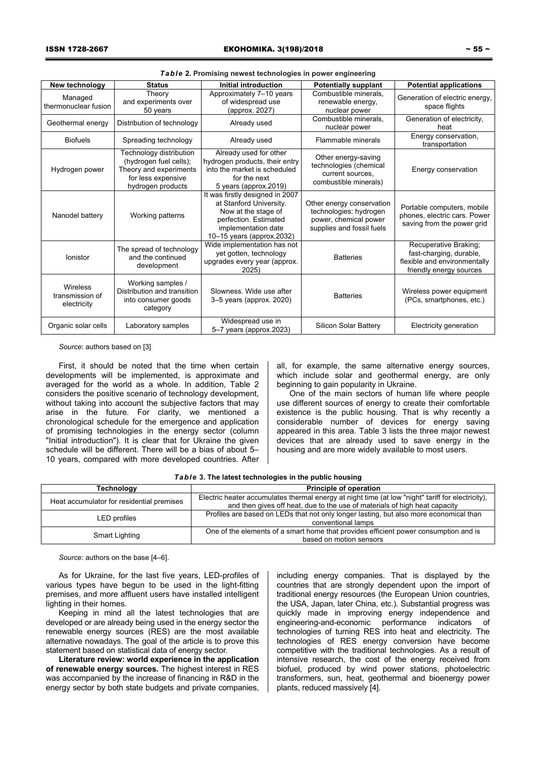***Table* 2. Promising newest technologies in power engineering**

| New technology | Status | Initial introduction | Potentially supplant | Potential applications |
|---|---|---|---|---|
| Managed thermonuclear fusion | Theory and experiments over 50 years | Approximately 7–10 years of widespread use (approx. 2027) | Combustible minerals, renewable energy, nuclear power | Generation of electric energy, space flights |
| Geothermal energy | Distribution of technology | Already used | Combustible minerals, nuclear power | Generation of electricity, heat |
| Biofuels | Spreading technology | Already used | Flammable minerals | Energy conservation, transportation |
| Hydrogen power | Technology distribution (hydrogen fuel cells); Theory and experiments for less expensive hydrogen products | Already used for other hydrogen products, their entry into the market is scheduled for the next 5 years (approx.2019) | Other energy-saving technologies (chemical current sources, combustible minerals) | Energy conservation |
| Nanodel battery | Working patterns | It was firstly designed in 2007 at Stanford University. Now at the stage of perfection. Estimated implementation date 10–15 years (approx.2032) | Other energy conservation technologies: hydrogen power, chemical power supplies and fossil fuels | Portable computers, mobile phones, electric cars. Power saving from the power grid |
| Ionistor | The spread of technology and the continued development | Wide implementation has not yet gotten, technology upgrades every year (approx. 2025) | Batteries | Recuperative Braking; fast-charging, durable, flexible and environmentally friendly energy sources |
| Wireless transmission of electricity | Working samples / Distribution and transition into consumer goods category | Slowness. Wide use after 3–5 years (approx. 2020) | Batteries | Wireless power equipment (PCs, smartphones, etc.) |
| Organic solar cells | Laboratory samples | Widespread use in 5–7 years (approx.2023) | Silicon Solar Battery | Electricity generation |

*Source*: authors based on [3]

First, it should be noted that the time when certain developments will be implemented, is approximate and averaged for the world as a whole. In addition, Table 2 considers the positive scenario of technology development, without taking into account the subjective factors that may arise in the future. For clarity, we mentioned a chronological schedule for the emergence and application of promising technologies in the energy sector (column "Initial introduction"). It is clear that for Ukraine the given schedule will be different. There will be a bias of about 5–10 years, compared with more developed countries. After all, for example, the same alternative energy sources, which include solar and geothermal energy, are only beginning to gain popularity in Ukraine.

One of the main sectors of human life where people use different sources of energy to create their comfortable existence is the public housing. That is why recently a considerable number of devices for energy saving appeared in this area. Table 3 lists the three major newest devices that are already used to save energy in the housing and are more widely available to most users.

***Table* 3. The latest technologies in the public housing**

| Technology | Principle of operation |
|---|---|
| Heat accumulator for residential premises | Electric heater accumulates thermal energy at night time (at low "night" tariff for electricity), and then gives off heat, due to the use of materials of high heat capacity |
| LED profiles | Profiles are based on LEDs that not only longer lasting, but also more economical than conventional lamps |
| Smart Lighting | One of the elements of a smart home that provides efficient power consumption and is based on motion sensors |

*Source:* authors on the base [4–6].

As for Ukraine, for the last five years, LED-profiles of various types have begun to be used in the light-fitting premises, and more affluent users have installed intelligent lighting in their homes.

Keeping in mind all the latest technologies that are developed or are already being used in the energy sector the renewable energy sources (RES) are the most available alternative nowadays. The goal of the article is to prove this statement based on statistical data of energy sector.

**Literature review: world experience in the application of renewable energy sources.** The highest interest in RES was accompanied by the increase of financing in R&D in the energy sector by both state budgets and private companies, including energy companies. That is displayed by the countries that are strongly dependent upon the import of traditional energy resources (the European Union countries, the USA, Japan, later China, etc.). Substantial progress was quickly made in improving energy independence and engineering-and-economic performance indicators of technologies of turning RES into heat and electricity. The technologies of RES energy conversion have become competitive with the traditional technologies. As a result of intensive research, the cost of the energy received from biofuel, produced by wind power stations, photoelectric transformers, sun, heat, geothermal and bioenergy power plants, reduced massively [4].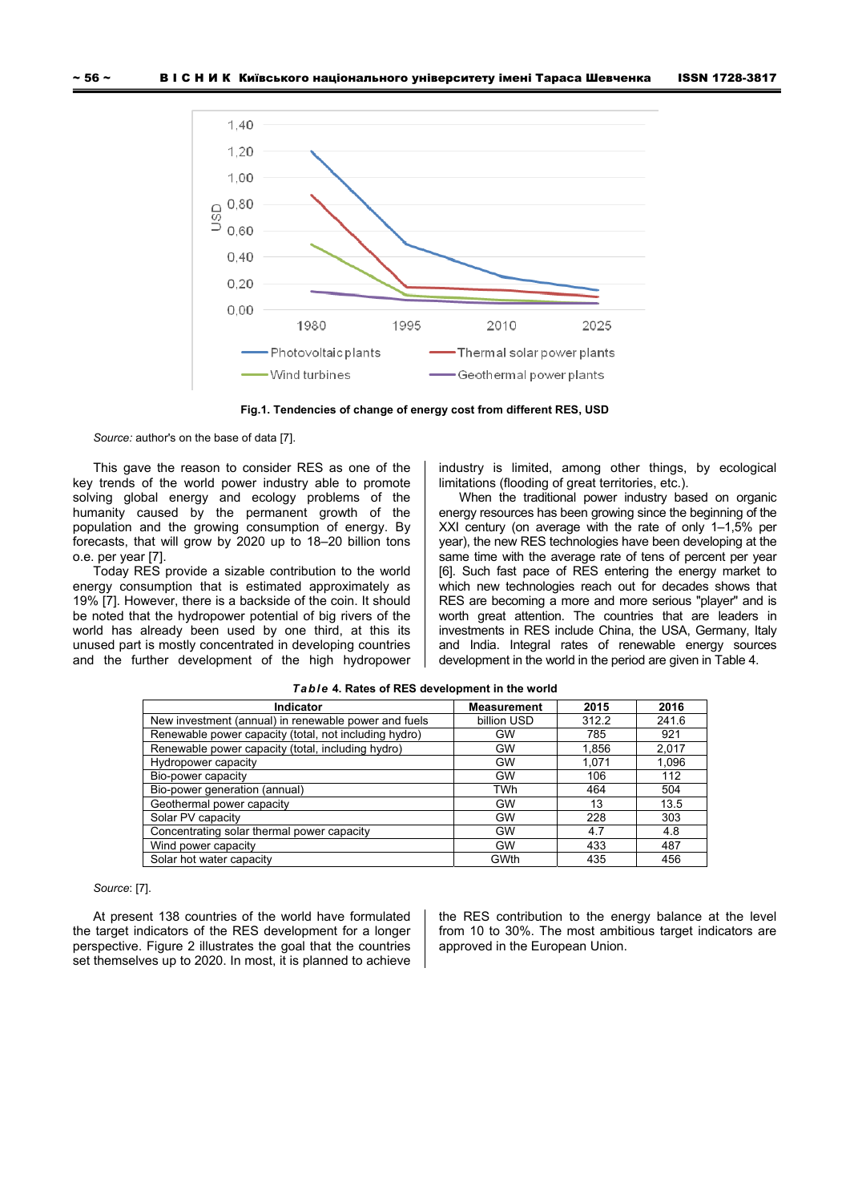Fig.1. Tendencies of change of energy cost from different RES, USD

*Source:* author's on the base of data [7].

This gave the reason to consider RES as one of the key trends of the world power industry able to promote solving global energy and ecology problems of the humanity caused by the permanent growth of the population and the growing consumption of energy. By forecasts, that will grow by 2020 up to 18–20 billion tons o.e. per year [7].

Today RES provide a sizable contribution to the world energy consumption that is estimated approximately as 19% [7]. However, there is a backside of the coin. It should be noted that the hydropower potential of big rivers of the world has already been used by one third, at this its unused part is mostly concentrated in developing countries and the further development of the high hydropower industry is limited, among other things, by ecological limitations (flooding of great territories, etc.).

When the traditional power industry based on organic energy resources has been growing since the beginning of the XXI century (on average with the rate of only 1–1,5% per year), the new RES technologies have been developing at the same time with the average rate of tens of percent per year [6]. Such fast pace of RES entering the energy market to which new technologies reach out for decades shows that RES are becoming a more and more serious "player" and is worth great attention. The countries that are leaders in investments in RES include China, the USA, Germany, Italy and India. Integral rates of renewable energy sources development in the world in the period are given in Table 4.

***Table*** **4. Rates of RES development in the world**

| Indicator | Measurement | 2015 | 2016 |
|---|---|---|---|
| New investment (annual) in renewable power and fuels | billion USD | 312.2 | 241.6 |
| Renewable power capacity (total, not including hydro) | GW | 785 | 921 |
| Renewable power capacity (total, including hydro) | GW | 1,856 | 2,017 |
| Hydropower capacity | GW | 1,071 | 1,096 |
| Bio-power capacity | GW | 106 | 112 |
| Bio-power generation (annual) | TWh | 464 | 504 |
| Geothermal power capacity | GW | 13 | 13.5 |
| Solar PV capacity | GW | 228 | 303 |
| Concentrating solar thermal power capacity | GW | 4.7 | 4.8 |
| Wind power capacity | GW | 433 | 487 |
| Solar hot water capacity | GWth | 435 | 456 |

*Source*: [7].

At present 138 countries of the world have formulated the target indicators of the RES development for a longer perspective. Figure 2 illustrates the goal that the countries set themselves up to 2020. In most, it is planned to achieve the RES contribution to the energy balance at the level from 10 to 30%. The most ambitious target indicators are approved in the European Union.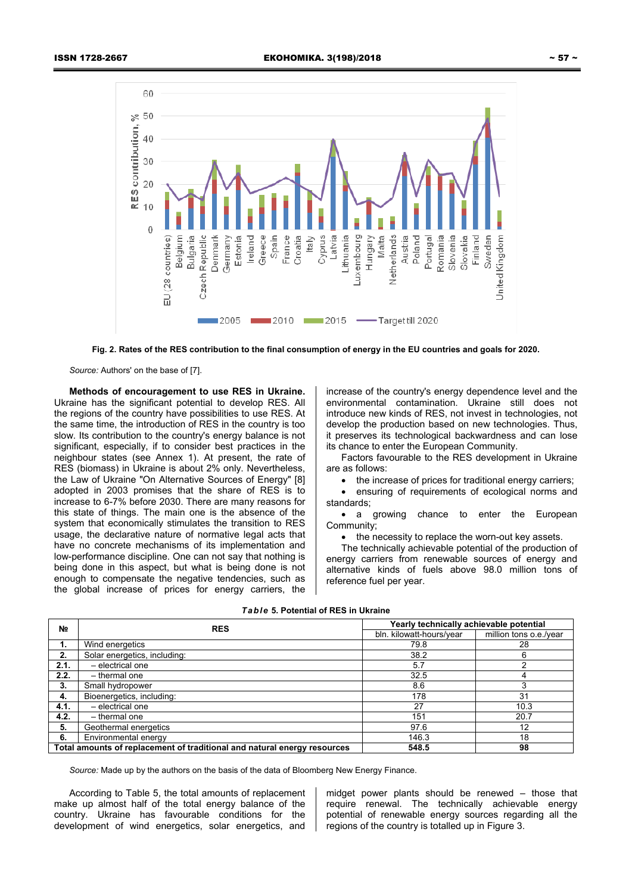Fig. 2. Rates of the RES contribution to the final consumption of energy in the EU countries and goals for 2020.

*Source:* Authors' on the base of [7].

**Methods of encouragement to use RES in Ukraine.** Ukraine has the significant potential to develop RES. All the regions of the country have possibilities to use RES. At the same time, the introduction of RES in the country is too slow. Its contribution to the country's energy balance is not significant, especially, if to consider best practices in the neighbour states (see Annex 1). At present, the rate of RES (biomass) in Ukraine is about 2% only. Nevertheless, the Law of Ukraine "On Alternative Sources of Energy" [8] adopted in 2003 promises that the share of RES is to increase to 6-7% before 2030. There are many reasons for this state of things. The main one is the absence of the system that economically stimulates the transition to RES usage, the declarative nature of normative legal acts that have no concrete mechanisms of its implementation and low-performance discipline. One can not say that nothing is being done in this aspect, but what is being done is not enough to compensate the negative tendencies, such as the global increase of prices for energy carriers, the increase of the country's energy dependence level and the environmental contamination. Ukraine still does not introduce new kinds of RES, not invest in technologies, not develop the production based on new technologies. Thus, it preserves its technological backwardness and can lose its chance to enter the European Community.

Factors favourable to the RES development in Ukraine are as follows:

- the increase of prices for traditional energy carriers;
- ensuring of requirements of ecological norms and standards;
- a growing chance to enter the European Community;
- the necessity to replace the worn-out key assets.

The technically achievable potential of the production of energy carriers from renewable sources of energy and alternative kinds of fuels above 98.0 million tons of reference fuel per year.

***Table* 5. Potential of RES in Ukraine**

| № | RES | Yearly technically achievable potential | |
|---|---|---|---|
| | | bln. kilowatt-hours/year | million tons o.e./year |
| **1.** | Wind energetics | 79.8 | 28 |
| **2.** | Solar energetics, including: | 38.2 | 6 |
| **2.1.** | – electrical one | 5.7 | 2 |
| **2.2.** | – thermal one | 32.5 | 4 |
| **3.** | Small hydropower | 8.6 | 3 |
| **4.** | Bioenergetics, including: | 178 | 31 |
| **4.1.** | – electrical one | 27 | 10.3 |
| **4.2.** | – thermal one | 151 | 20.7 |
| **5.** | Geothermal energetics | 97.6 | 12 |
| **6.** | Environmental energy | 146.3 | 18 |
| **Total amounts of replacement of traditional and natural energy resources** | | **548.5** | **98** |

*Source:* Made up by the authors on the basis of the data of Bloomberg New Energy Finance.

According to Table 5, the total amounts of replacement make up almost half of the total energy balance of the country. Ukraine has favourable conditions for the development of wind energetics, solar energetics, and midget power plants should be renewed – those that require renewal. The technically achievable energy potential of renewable energy sources regarding all the regions of the country is totalled up in Figure 3.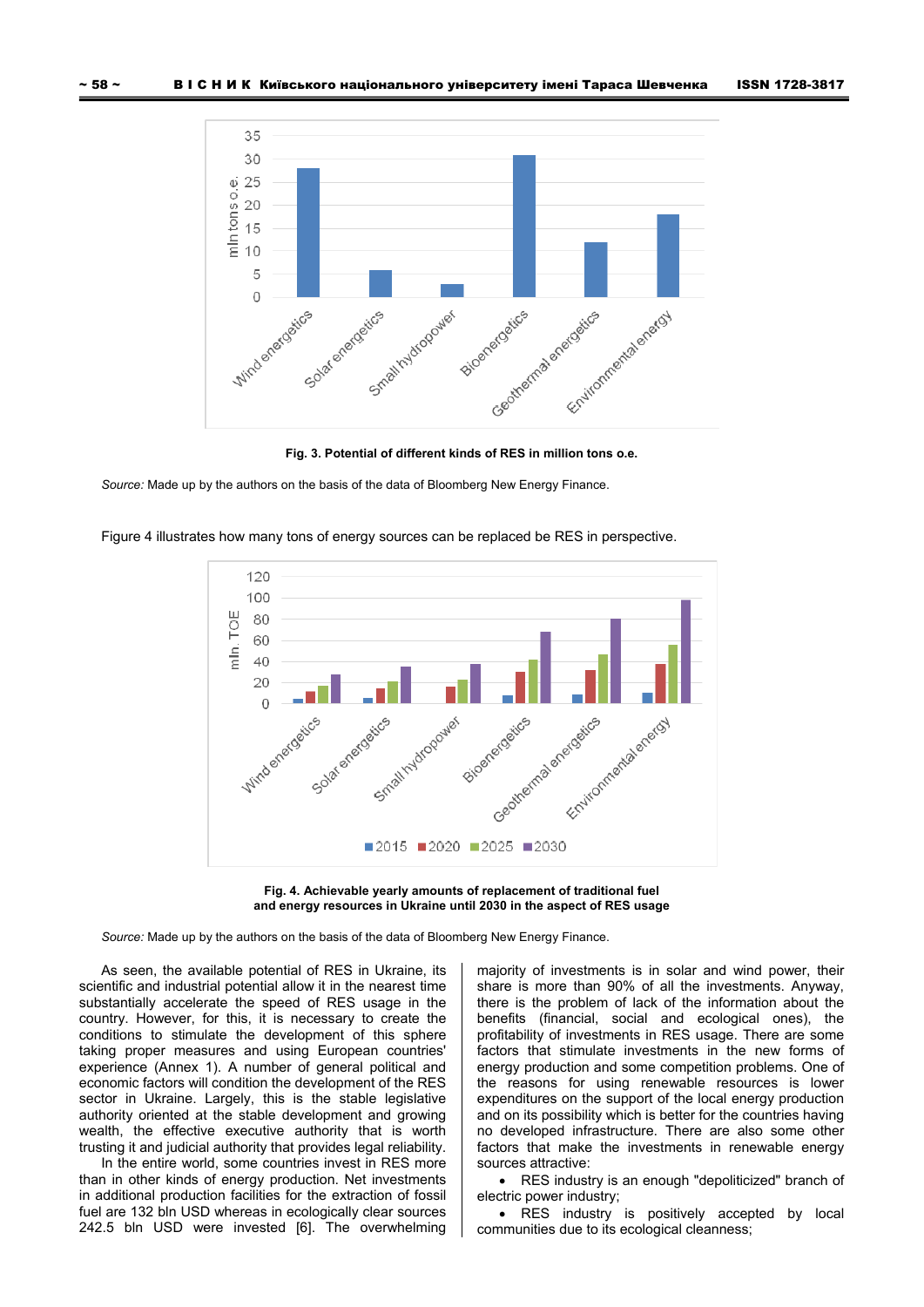**Fig. 3. Potential of different kinds of RES in million tons o.e.**

*Source:* Made up by the authors on the basis of the data of Bloomberg New Energy Finance.

Figure 4 illustrates how many tons of energy sources can be replaced be RES in perspective.

**Fig. 4. Achievable yearly amounts of replacement of traditional fuel and energy resources in Ukraine until 2030 in the aspect of RES usage**

*Source:* Made up by the authors on the basis of the data of Bloomberg New Energy Finance.

As seen, the available potential of RES in Ukraine, its scientific and industrial potential allow it in the nearest time substantially accelerate the speed of RES usage in the country. However, for this, it is necessary to create the conditions to stimulate the development of this sphere taking proper measures and using European countries' experience (Annex 1). A number of general political and economic factors will condition the development of the RES sector in Ukraine. Largely, this is the stable legislative authority oriented at the stable development and growing wealth, the effective executive authority that is worth trusting it and judicial authority that provides legal reliability.

In the entire world, some countries invest in RES more than in other kinds of energy production. Net investments in additional production facilities for the extraction of fossil fuel are 132 bln USD whereas in ecologically clear sources 242.5 bln USD were invested [6]. The overwhelming majority of investments is in solar and wind power, their share is more than 90% of all the investments. Anyway, there is the problem of lack of the information about the benefits (financial, social and ecological ones), the profitability of investments in RES usage. There are some factors that stimulate investments in the new forms of energy production and some competition problems. One of the reasons for using renewable resources is lower expenditures on the support of the local energy production and on its possibility which is better for the countries having no developed infrastructure. There are also some other factors that make the investments in renewable energy sources attractive:

- RES industry is an enough "depoliticized" branch of electric power industry;
- RES industry is positively accepted by local communities due to its ecological cleanness;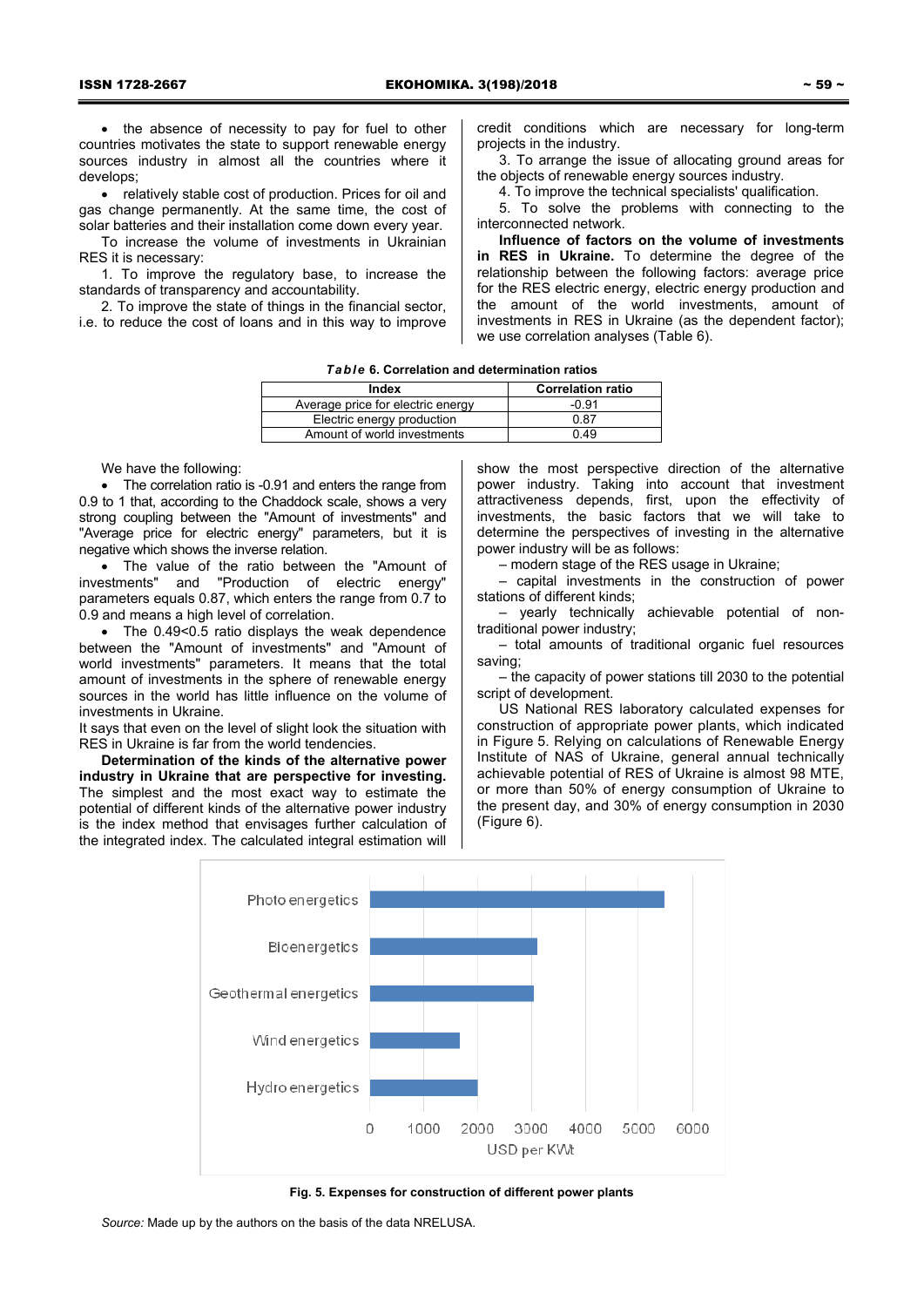- the absence of necessity to pay for fuel to other countries motivates the state to support renewable energy sources industry in almost all the countries where it develops;
- relatively stable cost of production. Prices for oil and gas change permanently. At the same time, the cost of solar batteries and their installation come down every year.

To increase the volume of investments in Ukrainian RES it is necessary:

1. To improve the regulatory base, to increase the standards of transparency and accountability.
2. To improve the state of things in the financial sector, i.e. to reduce the cost of loans and in this way to improve credit conditions which are necessary for long-term projects in the industry.
3. To arrange the issue of allocating ground areas for the objects of renewable energy sources industry.
4. To improve the technical specialists' qualification.
5. To solve the problems with connecting to the interconnected network.

**Influence of factors on the volume of investments in RES in Ukraine.** To determine the degree of the relationship between the following factors: average price for the RES electric energy, electric energy production and the amount of the world investments, amount of investments in RES in Ukraine (as the dependent factor); we use correlation analyses (Table 6).

***Table* 6. Correlation and determination ratios**

| Index | Correlation ratio |
|---|---|
| Average price for electric energy | -0.91 |
| Electric energy production | 0.87 |
| Amount of world investments | 0.49 |

We have the following:

- The correlation ratio is -0.91 and enters the range from 0.9 to 1 that, according to the Chaddock scale, shows a very strong coupling between the "Amount of investments" and "Average price for electric energy" parameters, but it is negative which shows the inverse relation.
- The value of the ratio between the "Amount of investments" and "Production of electric energy" parameters equals 0.87, which enters the range from 0.7 to 0.9 and means a high level of correlation.
- The 0.49<0.5 ratio displays the weak dependence between the "Amount of investments" and "Amount of world investments" parameters. It means that the total amount of investments in the sphere of renewable energy sources in the world has little influence on the volume of investments in Ukraine.

It says that even on the level of slight look the situation with RES in Ukraine is far from the world tendencies.

**Determination of the kinds of the alternative power industry in Ukraine that are perspective for investing.** The simplest and the most exact way to estimate the potential of different kinds of the alternative power industry is the index method that envisages further calculation of the integrated index. The calculated integral estimation will show the most perspective direction of the alternative power industry. Taking into account that investment attractiveness depends, first, upon the effectivity of investments, the basic factors that we will take to determine the perspectives of investing in the alternative power industry will be as follows:

– modern stage of the RES usage in Ukraine;

– capital investments in the construction of power stations of different kinds;

– yearly technically achievable potential of non-traditional power industry;

– total amounts of traditional organic fuel resources saving;

– the capacity of power stations till 2030 to the potential script of development.

US National RES laboratory calculated expenses for construction of appropriate power plants, which indicated in Figure 5. Relying on calculations of Renewable Energy Institute of NAS of Ukraine, general annual technically achievable potential of RES of Ukraine is almost 98 MTE, or more than 50% of energy consumption of Ukraine to the present day, and 30% of energy consumption in 2030 (Figure 6).

**Fig. 5. Expenses for construction of different power plants**

*Source:* Made up by the authors on the basis of the data NRELUSA.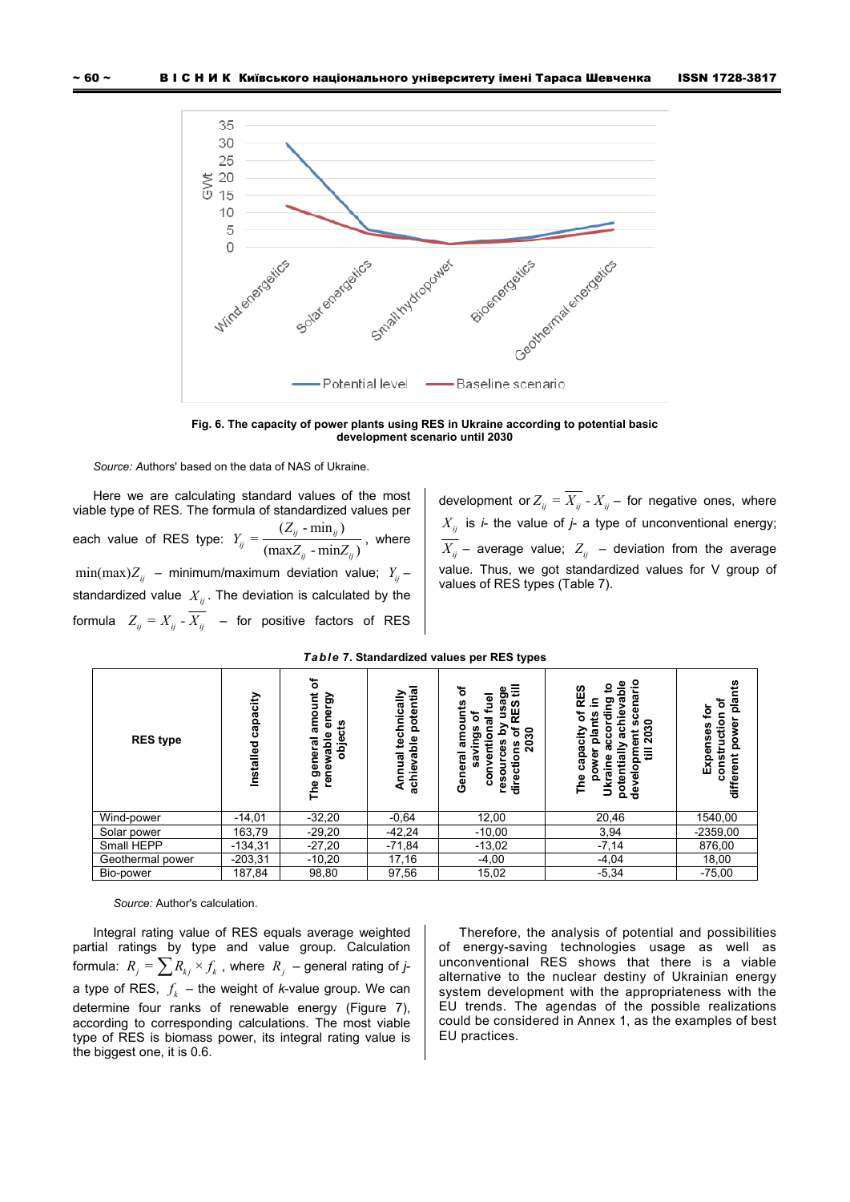Fig. 6. The capacity of power plants using RES in Ukraine according to potential basic development scenario until 2030

*Source: A*uthors' based on the data of NAS of Ukraine.

Here we are calculating standard values of the most viable type of RES. The formula of standardized values per each value of RES type: $Y_{ij} = \frac{(Z_{ij} - \min_{ij})}{(\max Z_{ij} - \min Z_{ij})}$, where $\min(\max)Z_{ij}$ – minimum/maximum deviation value; $Y_{ij}$ – standardized value $X_{ij}$. The deviation is calculated by the formula $Z_{ij} = X_{ij} - \overline{X_{ij}}$ – for positive factors of RES development or $Z_{ij} = \overline{X_{ij}} - X_{ij}$ – for negative ones, where $X_{ij}$ is *i*- the value of *j*- a type of unconventional energy; $\overline{X_{ij}}$ – average value; $Z_{ij}$ – deviation from the average value. Thus, we got standardized values for V group of values of RES types (Table 7).

***Table*** **7. Standardized values per RES types**

| RES type | Installed capacity | The general amount of renewable energy objects | Annual technically achievable potential | General amounts of savings of conventional fuel resources by usage directions of RES till 2030 | The capacity of RES power plants in Ukraine according to potentially achievable development scenario till 2030 | Expenses for construction of different power plants |
|---|---|---|---|---|---|---|
| Wind-power | -14,01 | -32,20 | -0,64 | 12,00 | 20,46 | 1540,00 |
| Solar power | 163,79 | -29,20 | -42,24 | -10,00 | 3,94 | -2359,00 |
| Small HEPP | -134,31 | -27,20 | -71,84 | -13,02 | -7,14 | 876,00 |
| Geothermal power | -203,31 | -10,20 | 17,16 | -4,00 | -4,04 | 18,00 |
| Bio-power | 187,84 | 98,80 | 97,56 | 15,02 | -5,34 | -75,00 |

*Source:* Author's calculation.

Integral rating value of RES equals average weighted partial ratings by type and value group. Calculation formula: $R_j = \sum R_{kj} \times f_k$, where $R_j$ – general rating of *j*-a type of RES, $f_k$ – the weight of *k*-value group. We can determine four ranks of renewable energy (Figure 7), according to corresponding calculations. The most viable type of RES is biomass power, its integral rating value is the biggest one, it is 0.6.

Therefore, the analysis of potential and possibilities of energy-saving technologies usage as well as unconventional RES shows that there is a viable alternative to the nuclear destiny of Ukrainian energy system development with the appropriateness with the EU trends. The agendas of the possible realizations could be considered in Annex 1, as the examples of best EU practices.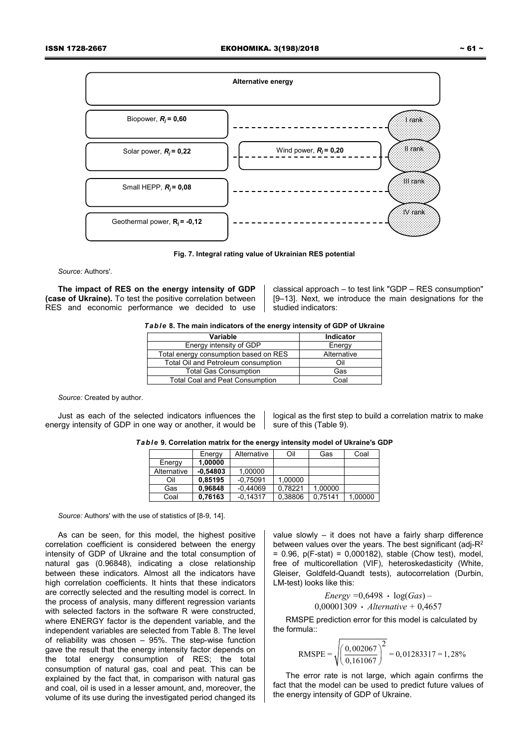Alternative energy

| | | |
|---|---|---|
| Biopower, $R_j$ = 0,60 | | I rank |
| Solar power, $R_j$ = 0,22 | Wind power, $R_j$ = 0,20 | II rank |
| Small HEPP, $R_j$ = 0,08 | | III rank |
| Geothermal power, $R_j$ = -0,12 | | IV rank |

**Fig. 7. Integral rating value of Ukrainian RES potential**

*Source:* Authors'.

**The impact of RES on the energy intensity of GDP (case of Ukraine).** To test the positive correlation between RES and economic performance we decided to use classical approach – to test link "GDP – RES consumption" [9–13]. Next, we introduce the main designations for the studied indicators:

***Table* 8. The main indicators of the energy intensity of GDP of Ukraine**

| Variable | Indicator |
|---|---|
| Energy intensity of GDP | Energy |
| Total energy consumption based on RES | Alternative |
| Total Oil and Petroleum consumption | Oil |
| Total Gas Consumption | Gas |
| Total Coal and Peat Consumption | Coal |

*Source:* Created by author.

Just as each of the selected indicators influences the energy intensity of GDP in one way or another, it would be logical as the first step to build a correlation matrix to make sure of this (Table 9).

***Table* 9. Correlation matrix for the energy intensity model of Ukraine's GDP**

| | Energy | Alternative | Oil | Gas | Coal |
|---|---|---|---|---|---|
| Energy | **1,00000** | | | | |
| Alternative | **-0,54803** | 1,00000 | | | |
| Oil | **0,85195** | -0,75091 | 1,00000 | | |
| Gas | **0,96848** | -0,44069 | 0,78221 | 1,00000 | |
| Coal | **0,76163** | -0,14317 | 0,38806 | 0,75141 | 1,00000 |

*Source:* Authors' with the use of statistics of [8-9, 14].

As can be seen, for this model, the highest positive correlation coefficient is considered between the energy intensity of GDP of Ukraine and the total consumption of natural gas (0.96848), indicating a close relationship between these indicators. Almost all the indicators have high correlation coefficients. It hints that these indicators are correctly selected and the resulting model is correct. In the process of analysis, many different regression variants with selected factors in the software R were constructed, where ENERGY factor is the dependent variable, and the independent variables are selected from Table 8. The level of reliability was chosen – 95%. The step-wise function gave the result that the energy intensity factor depends on the total energy consumption of RES; the total consumption of natural gas, coal and peat. This can be explained by the fact that, in comparison with natural gas and coal, oil is used in a lesser amount, and, moreover, the volume of its use during the investigated period changed its value slowly – it does not have a fairly sharp difference between values over the years. The best significant (adj-$R^2$ = 0.96, p(F-stat) = 0,000182), stable (Chow test), model, free of multicorellation (VIF), heteroskedasticity (White, Gleiser, Goldfeld-Quandt tests), autocorrelation (Durbin, LM-test) looks like this:

$$Energy = 0{,}6498 \cdot \log(Gas) - 0{,}00001309 \cdot Alternative + 0{,}4657$$

RMSPE prediction error for this model is calculated by the formula::

$$\text{RMSPE} = \sqrt{\left(\frac{0{,}002067}{0{,}161067}\right)^2} = 0{,}01283317 = 1{,}28\%$$

The error rate is not large, which again confirms the fact that the model can be used to predict future values of the energy intensity of GDP of Ukraine.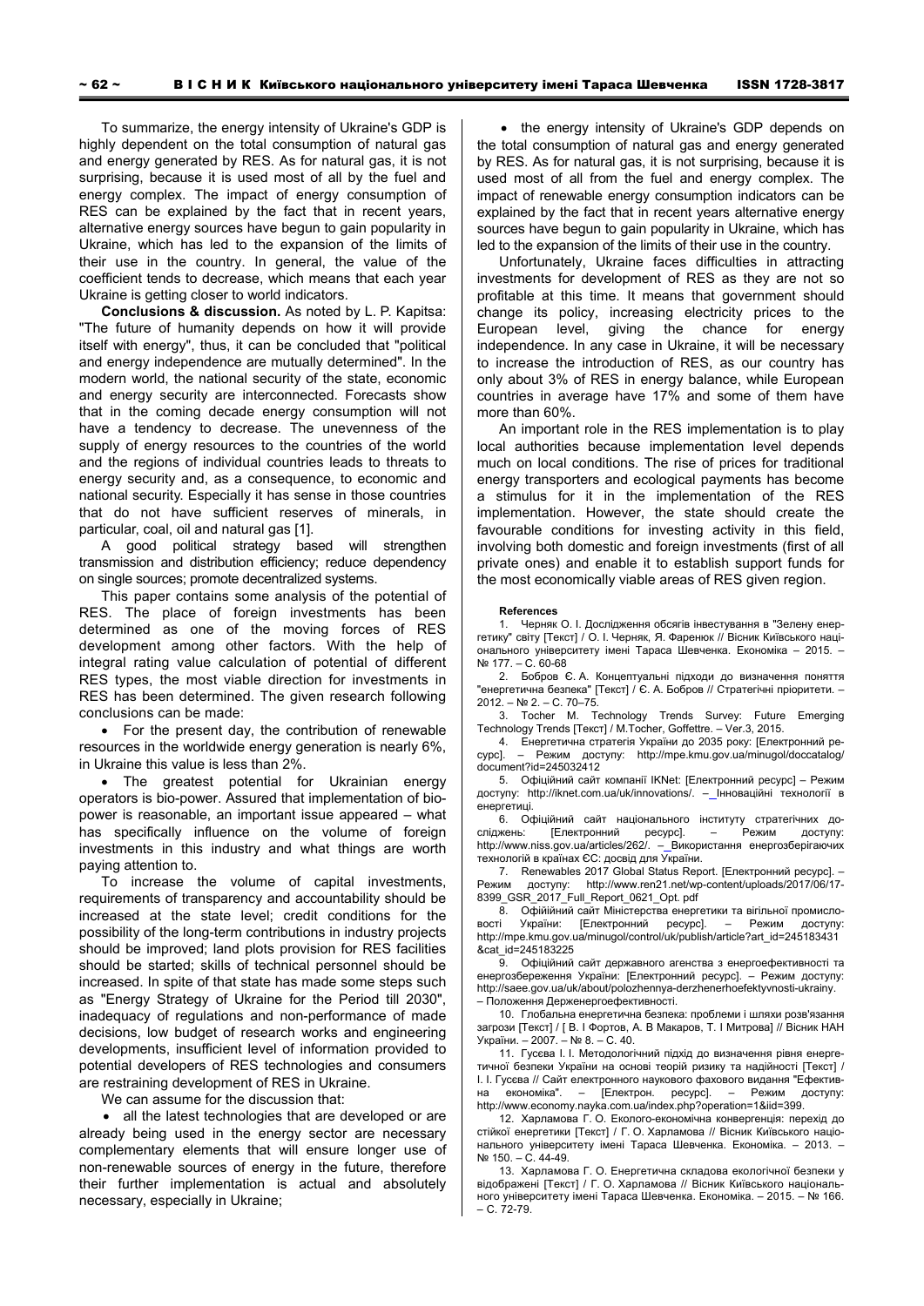To summarize, the energy intensity of Ukraine's GDP is highly dependent on the total consumption of natural gas and energy generated by RES. As for natural gas, it is not surprising, because it is used most of all by the fuel and energy complex. The impact of energy consumption of RES can be explained by the fact that in recent years, alternative energy sources have begun to gain popularity in Ukraine, which has led to the expansion of the limits of their use in the country. In general, the value of the coefficient tends to decrease, which means that each year Ukraine is getting closer to world indicators.

**Conclusions & discussion.** As noted by L. P. Kapitsa: "The future of humanity depends on how it will provide itself with energy", thus, it can be concluded that "political and energy independence are mutually determined". In the modern world, the national security of the state, economic and energy security are interconnected. Forecasts show that in the coming decade energy consumption will not have a tendency to decrease. The unevenness of the supply of energy resources to the countries of the world and the regions of individual countries leads to threats to energy security and, as a consequence, to economic and national security. Especially it has sense in those countries that do not have sufficient reserves of minerals, in particular, coal, oil and natural gas [1].

A good political strategy based will strengthen transmission and distribution efficiency; reduce dependency on single sources; promote decentralized systems.

This paper contains some analysis of the potential of RES. The place of foreign investments has been determined as one of the moving forces of RES development among other factors. With the help of integral rating value calculation of potential of different RES types, the most viable direction for investments in RES has been determined. The given research following conclusions can be made:

- For the present day, the contribution of renewable resources in the worldwide energy generation is nearly 6%, in Ukraine this value is less than 2%.
- The greatest potential for Ukrainian energy operators is bio-power. Assured that implementation of bio-power is reasonable, an important issue appeared – what has specifically influence on the volume of foreign investments in this industry and what things are worth paying attention to.

To increase the volume of capital investments, requirements of transparency and accountability should be increased at the state level; credit conditions for the possibility of the long-term contributions in industry projects should be improved; land plots provision for RES facilities should be started; skills of technical personnel should be increased. In spite of that state has made some steps such as "Energy Strategy of Ukraine for the Period till 2030", inadequacy of regulations and non-performance of made decisions, low budget of research works and engineering developments, insufficient level of information provided to potential developers of RES technologies and consumers are restraining development of RES in Ukraine.

We can assume for the discussion that:

- all the latest technologies that are developed or are already being used in the energy sector are necessary complementary elements that will ensure longer use of non-renewable sources of energy in the future, therefore their further implementation is actual and absolutely necessary, especially in Ukraine;
- the energy intensity of Ukraine's GDP depends on the total consumption of natural gas and energy generated by RES. As for natural gas, it is not surprising, because it is used most of all from the fuel and energy complex. The impact of renewable energy consumption indicators can be explained by the fact that in recent years alternative energy sources have begun to gain popularity in Ukraine, which has led to the expansion of the limits of their use in the country.

Unfortunately, Ukraine faces difficulties in attracting investments for development of RES as they are not so profitable at this time. It means that government should change its policy, increasing electricity prices to the European level, giving the chance for energy independence. In any case in Ukraine, it will be necessary to increase the introduction of RES, as our country has only about 3% of RES in energy balance, while European countries in average have 17% and some of them have more than 60%.

An important role in the RES implementation is to play local authorities because implementation level depends much on local conditions. The rise of prices for traditional energy transporters and ecological payments has become a stimulus for it in the implementation of the RES implementation. However, the state should create the favourable conditions for investing activity in this field, involving both domestic and foreign investments (first of all private ones) and enable it to establish support funds for the most economically viable areas of RES given region.

**References**

1. Черняк О. І. Дослідження обсягів інвестування в "Зелену енергетику" світу [Текст] / О. І. Черняк, Я. Фаренюк // Вісник Київського національного університету імені Тараса Шевченка. Економіка – 2015. – № 177. – С. 60-68
2. Бобров Є. А. Концептуальні підходи до визначення поняття "енергетична безпека" [Текст] / Є. А. Бобров // Стратегічні пріоритети. – 2012. – № 2. – С. 70–75.
3. Tocher M. Technology Trends Survey: Future Emerging Technology Trends [Текст] / M.Tocher, Goffettre. – Ver.3, 2015.
4. Енергетична стратегія України до 2035 року: [Електронний ресурс]. – Режим доступу: http://mpe.kmu.gov.ua/minugol/doccatalog/document?id=245032412
5. Офіційний сайт компанії IKNet: [Електронний ресурс] – Режим доступу: http://iknet.com.ua/uk/innovations/. – Інноваційні технології в енергетиці.
6. Офіційний сайт національного інституту стратегічних досліджень: [Електронний ресурс]. – Режим доступу: http://www.niss.gov.ua/articles/262/. – Використання енергозберігаючих технологій в країнах ЄС: досвід для України.
7. Renewables 2017 Global Status Report. [Електронний ресурс]. – Режим доступу: http://www.ren21.net/wp-content/uploads/2017/06/17-8399_GSR_2017_Full_Report_0621_Opt. pdf
8. Офійійний сайт Міністерства енергетики та вігільної промисловості України: [Електронний ресурс]. – Режим доступу: http://mpe.kmu.gov.ua/minugol/control/uk/publish/article?art_id=245183431&cat_id=245183225
9. Офіційний сайт державного агенства з енергоефективності та енергозбереження України: [Електронний ресурс]. – Режим доступу: http://saee.gov.ua/uk/about/polozhennya-derzhenerhoefektyvnosti-ukrainy. – Положення Держенергоефективності.
10. Глобальна енергетична безпека: проблеми і шляхи розв'язання загрози [Текст] / [ В. І Фортов, А. В Макаров, Т. І Митрова] // Вісник НАН України. – 2007. – № 8. – С. 40.
11. Гусєва І. І. Методологічний підхід до визначення рівня енергетичної безпеки України на основі теорій ризику та надійності [Текст] / І. І. Гусєва // Сайт електронного наукового фахового видання "Ефективна економіка". – [Електрон. ресурс]. – Режим доступу: http://www.economy.nayka.com.ua/index.php?operation=1&iid=399.
12. Харламова Г. О. Еколого-економічна конвергенція: перехід до стійкої енергетики [Текст] / Г. О. Харламова // Вісник Київського національного університету імені Тараса Шевченка. Економіка. – 2013. – № 150. – С. 44-49.
13. Харламова Г. О. Енергетична складова екологічної безпеки у відображені [Текст] / Г. О. Харламова // Вісник Київського національного університету імені Тараса Шевченка. Економіка. – 2015. – № 166. – С. 72-79.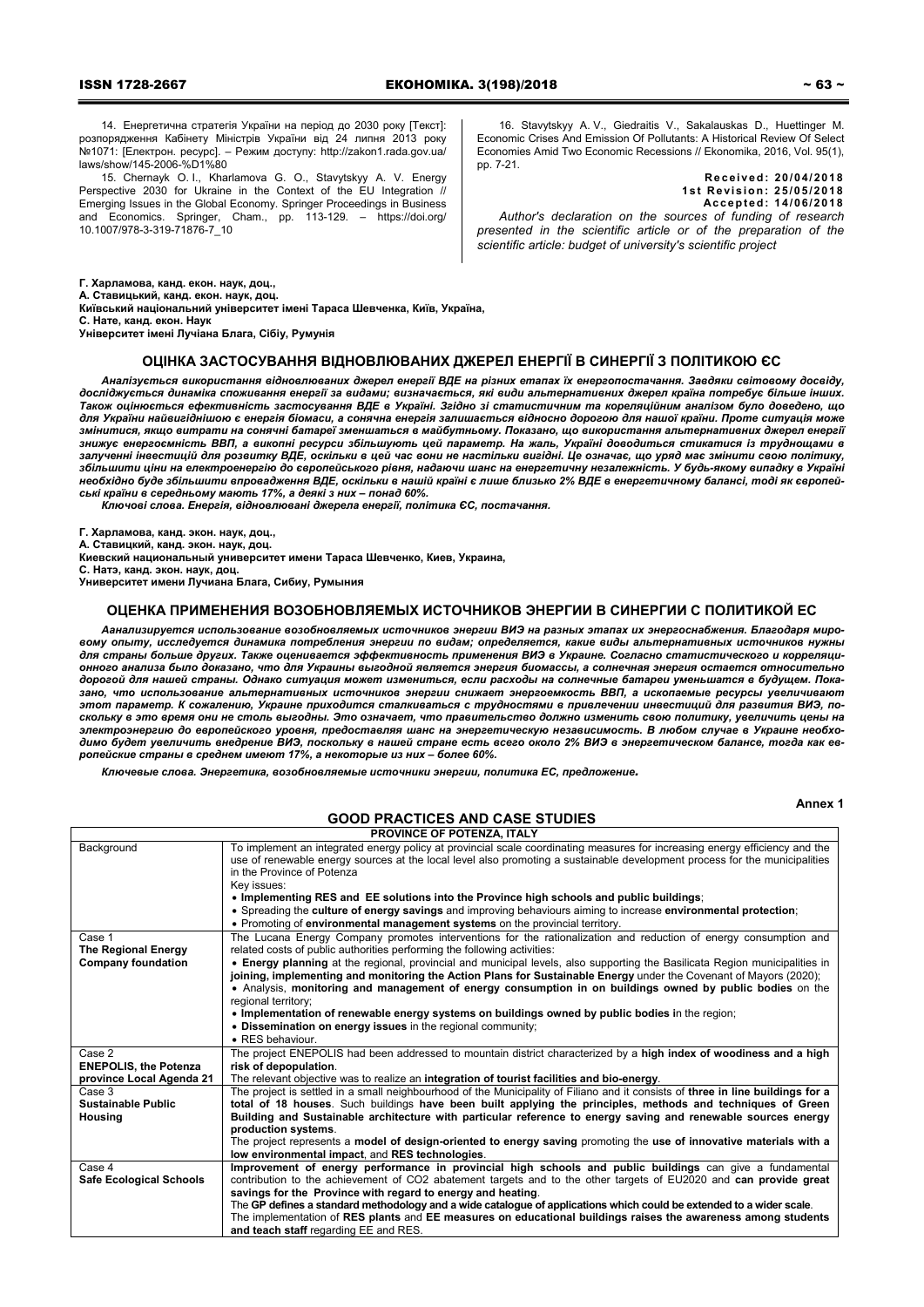14. Енергетична стратегія України на період до 2030 року [Текст]: розпорядження Кабінету Міністрів України від 24 липня 2013 року №1071: [Електрон. ресурс]. – Режим доступу: http://zakon1.rada.gov.ua/laws/show/145-2006-%D1%80

15. Chernayk O. I., Kharlamova G. O., Stavytskyy A. V. Energy Perspective 2030 for Ukraine in the Context of the EU Integration // Emerging Issues in the Global Economy. Springer Proceedings in Business and Economics. Springer, Cham., pp. 113-129. – https://doi.org/10.1007/978-3-319-71876-7_10

16. Stavytskyy A. V., Giedraitis V., Sakalauskas D., Huettinger M. Economic Crises And Emission Of Pollutants: A Historical Review Of Select Economies Amid Two Economic Recessions // Ekonomika, 2016, Vol. 95(1), pp. 7-21.

**Received: 20/04/2018**
**1st Revision: 25/05/2018**
**Accepted: 14/06/2018**

*Author's declaration on the sources of funding of research presented in the scientific article or of the preparation of the scientific article: budget of university's scientific project*

**Г. Харламова, канд. екон. наук, доц.,**
**А. Ставицький, канд. екон. наук, доц.**
**Київський національний університет імені Тараса Шевченка, Київ, Україна,**
**С. Нате, канд. екон. Наук**
**Університет імені Лучіана Блага, Сібіу, Румунія**

## ОЦІНКА ЗАСТОСУВАННЯ ВІДНОВЛЮВАНИХ ДЖЕРЕЛ ЕНЕРГІЇ В СИНЕРГІЇ З ПОЛІТИКОЮ ЄС

***Аналізується використання відновлюваних джерел енергії ВДЕ на різних етапах їх енергопостачання. Завдяки світовому досвіду, досліджується динаміка споживання енергії за видами; визначається, які види альтернативних джерел країна потребує більше інших. Також оцінюється ефективність застосування ВДЕ в Україні. Згідно зі статистичним та кореляційним аналізом було доведено, що для України найвигіднішою є енергія біомаси, а сонячна енергія залишається відносно дорогою для нашої країни. Проте ситуація може змінитися, якщо витрати на сонячні батареї зменшаться в майбутньому. Показано, що використання альтернативних джерел енергії знижує енергоємність ВВП, а викопні ресурси збільшують цей параметр. На жаль, Україні доводиться стикатися із труднощами в залученні інвестицій для розвитку ВДЕ, оскільки в цей час вони не настільки вигідні. Це означає, що уряд має змінити свою політику, збільшити ціни на електроенергію до європейського рівня, надаючи шанс на енергетичну незалежність. У будь-якому випадку в Україні необхідно буде збільшити впровадження ВДЕ, оскільки в нашій країні є лише близько 2% ВДЕ в енергетичному балансі, тоді як європейські країни в середньому мають 17%, а деякі з них – понад 60%.***

***Ключові слова. Енергія, відновлювані джерела енергії, політика ЄС, постачання.***

**Г. Харламова, канд. экон. наук, доц.,**
**А. Ставицкий, канд. экон. наук, доц.**
**Киевский национальный университет имени Тараса Шевченко, Киев, Украина,**
**С. Натэ, канд. экон. наук, доц.**
**Университет имени Лучиана Блага, Сибиу, Румыния**

## ОЦЕНКА ПРИМЕНЕНИЯ ВОЗОБНОВЛЯЕМЫХ ИСТОЧНИКОВ ЭНЕРГИИ В СИНЕРГИИ С ПОЛИТИКОЙ ЕС

***Анализируется использование возобновляемых источников энергии ВИЭ на разных этапах их энергоснабжения. Благодаря мировому опыту, исследуется динамика потребления энергии по видам; определяется, какие виды альтернативных источников нужны для страны больше других. Также оценивается эффективность применения ВИЭ в Украине. Согласно статистического и корреляционного анализа было доказано, что для Украины выгодной является энергия биомассы, а солнечная энергия остается относительно дорогой для нашей страны. Однако ситуация может измениться, если расходы на солнечные батареи уменьшатся в будущем. Показано, что использование альтернативных источников энергии снижает энергоемкость ВВП, а ископаемые ресурсы увеличивают этот параметр. К сожалению, Украине приходится сталкиваться с трудностями в привлечении инвестиций для развития ВИЭ, поскольку в это время они не столь выгодны. Это означает, что правительство должно изменить свою политику, увеличить цены на электроэнергию до европейского уровня, предоставляя шанс на энергетическую независимость. В любом случае в Украине необходимо будет увеличить внедрение ВИЭ, поскольку в нашей стране есть всего около 2% ВИЭ в энергетическом балансе, тогда как европейские страны в среднем имеют 17%, а некоторые из них – более 60%.***

***Ключевые слова. Энергетика, возобновляемые источники энергии, политика ЕС, предложение.***

**Annex 1**

## GOOD PRACTICES AND CASE STUDIES

| PROVINCE OF POTENZA, ITALY | |
|---|---|
| Background | To implement an integrated energy policy at provincial scale coordinating measures for increasing energy efficiency and the use of renewable energy sources at the local level also promoting a sustainable development process for the municipalities in the Province of Potenza<br>Key issues:<br>• **Implementing RES and EE solutions into the Province high schools and public buildings**;<br>• Spreading the **culture of energy savings** and improving behaviours aiming to increase **environmental protection**;<br>• Promoting of **environmental management systems** on the provincial territory. |
| Case 1<br>**The Regional Energy Company foundation** | The Lucana Energy Company promotes interventions for the rationalization and reduction of energy consumption and related costs of public authorities performing the following activities:<br>• **Energy planning** at the regional, provincial and municipal levels, also supporting the Basilicata Region municipalities in **joining, implementing and monitoring the Action Plans for Sustainable Energy** under the Covenant of Mayors (2020);<br>• Analysis, **monitoring and management of energy consumption in on buildings owned by public bodies** on the regional territory;<br>• **Implementation of renewable energy systems on buildings owned by public bodies i**n the region;<br>• **Dissemination on energy issues** in the regional community;<br>• RES behaviour. |
| Case 2<br>**ENEPOLIS, the Potenza province Local Agenda 21** | The project ENEPOLIS had been addressed to mountain district characterized by a **high index of woodiness and a high risk of depopulation**.<br>The relevant objective was to realize an **integration of tourist facilities and bio-energy**. |
| Case 3<br>**Sustainable Public Housing** | The project is settled in a small neighbourhood of the Municipality of Filiano and it consists of **three in line buildings for a total of 18 houses**. Such buildings **have been built applying the principles, methods and techniques of Green Building and Sustainable architecture with particular reference to energy saving and renewable sources energy production systems**.<br>The project represents a **model of design-oriented to energy saving** promoting the **use of innovative materials with a low environmental impact**, and **RES technologies**. |
| Case 4<br>**Safe Ecological Schools** | **Improvement of energy performance in provincial high schools and public buildings** can give a fundamental contribution to the achievement of CO2 abatement targets and to the other targets of EU2020 and **can provide great savings for the Province with regard to energy and heating**.<br>The **GP defines a standard methodology and a wide catalogue of applications which could be extended to a wider scale**.<br>The implementation of **RES plants** and **EE measures on educational buildings raises the awareness among students and teach staff** regarding EE and RES. |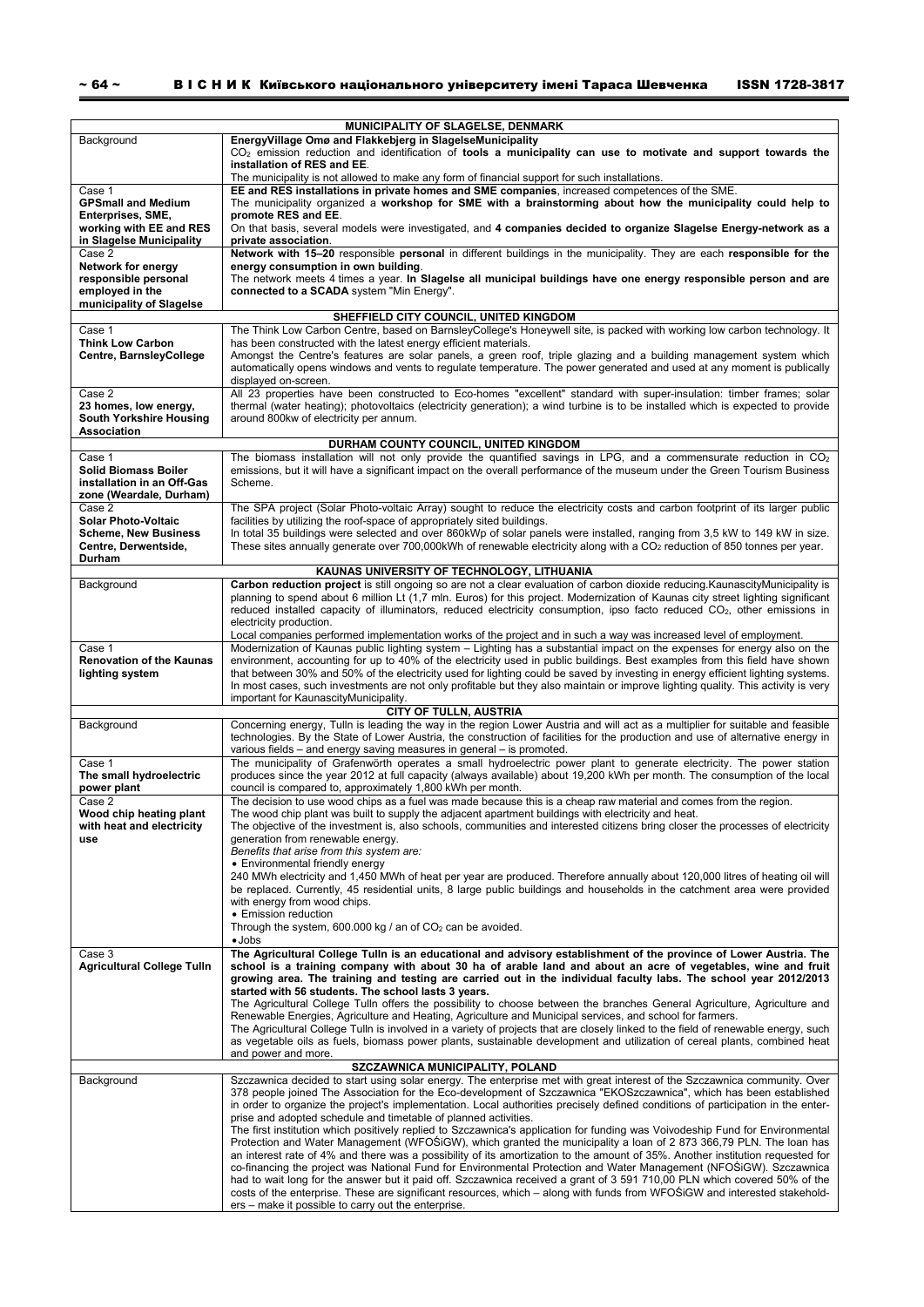| MUNICIPALITY OF SLAGELSE, DENMARK | |
|---|---|
| Background | **EnergyVillage Omø and Flakkebjerg in SlagelseMunicipality**<br>$CO_2$ emission reduction and identification of **tools a municipality can use to motivate and support towards the installation of RES and EE**.<br>The municipality is not allowed to make any form of financial support for such installations. |
| Case 1<br>**GPSmall and Medium Enterprises, SME, working with EE and RES in Slagelse Municipality** | **EE and RES installations in private homes and SME companies**, increased competences of the SME.<br>The municipality organized a **workshop for SME with a brainstorming about how the municipality could help to promote RES and EE**.<br>On that basis, several models were investigated, and **4 companies decided to organize Slagelse Energy-network as a private association**. |
| Case 2<br>**Network for energy responsible personal employed in the municipality of Slagelse** | **Network with 15–20** responsible **personal** in different buildings in the municipality. They are each **responsible for the energy consumption in own building**.<br>The network meets 4 times a year. **In Slagelse all municipal buildings have one energy responsible person and are connected to a SCADA** system "Min Energy". |
| **SHEFFIELD CITY COUNCIL, UNITED KINGDOM** | |
| Case 1<br>**Think Low Carbon Centre, BarnsleyCollege** | The Think Low Carbon Centre, based on BarnsleyCollege's Honeywell site, is packed with working low carbon technology. It has been constructed with the latest energy efficient materials.<br>Amongst the Centre's features are solar panels, a green roof, triple glazing and a building management system which automatically opens windows and vents to regulate temperature. The power generated and used at any moment is publically displayed on-screen. |
| Case 2<br>**23 homes, low energy, South Yorkshire Housing Association** | All 23 properties have been constructed to Eco-homes "excellent" standard with super-insulation: timber frames; solar thermal (water heating); photovoltaics (electricity generation); a wind turbine is to be installed which is expected to provide around 800kw of electricity per annum. |
| **DURHAM COUNTY COUNCIL, UNITED KINGDOM** | |
| Case 1<br>**Solid Biomass Boiler installation in an Off-Gas zone (Weardale, Durham)** | The biomass installation will not only provide the quantified savings in LPG, and a commensurate reduction in $CO_2$ emissions, but it will have a significant impact on the overall performance of the museum under the Green Tourism Business Scheme. |
| Case 2<br>**Solar Photo-Voltaic Scheme, New Business Centre, Derwentside, Durham** | The SPA project (Solar Photo-voltaic Array) sought to reduce the electricity costs and carbon footprint of its larger public facilities by utilizing the roof-space of appropriately sited buildings.<br>In total 35 buildings were selected and over 860kWp of solar panels were installed, ranging from 3,5 kW to 149 kW in size. These sites annually generate over 700,000kWh of renewable electricity along with a $CO_2$ reduction of 850 tonnes per year. |
| **KAUNAS UNIVERSITY OF TECHNOLOGY, LITHUANIA** | |
| Background | **Carbon reduction project** is still ongoing so are not a clear evaluation of carbon dioxide reducing.KaunascityMunicipality is planning to spend about 6 million Lt (1,7 mln. Euros) for this project. Modernization of Kaunas city street lighting significant reduced installed capacity of illuminators, reduced electricity consumption, ipso facto reduced $CO_2$, other emissions in electricity production.<br>Local companies performed implementation works of the project and in such a way was increased level of employment. |
| Case 1<br>**Renovation of the Kaunas lighting system** | Modernization of Kaunas public lighting system – Lighting has a substantial impact on the expenses for energy also on the environment, accounting for up to 40% of the electricity used in public buildings. Best examples from this field have shown that between 30% and 50% of the electricity used for lighting could be saved by investing in energy efficient lighting systems. In most cases, such investments are not only profitable but they also maintain or improve lighting quality. This activity is very important for KaunascityMunicipality. |
| **CITY OF TULLN, AUSTRIA** | |
| Background | Concerning energy, Tulln is leading the way in the region Lower Austria and will act as a multiplier for suitable and feasible technologies. By the State of Lower Austria, the construction of facilities for the production and use of alternative energy in various fields – and energy saving measures in general – is promoted. |
| Case 1<br>**The small hydroelectric power plant** | The municipality of Grafenwörth operates a small hydroelectric power plant to generate electricity. The power station produces since the year 2012 at full capacity (always available) about 19,200 kWh per month. The consumption of the local council is compared to, approximately 1,800 kWh per month. |
| Case 2<br>**Wood chip heating plant with heat and electricity use** | The decision to use wood chips as a fuel was made because this is a cheap raw material and comes from the region.<br>The wood chip plant was built to supply the adjacent apartment buildings with electricity and heat.<br>The objective of the investment is, also schools, communities and interested citizens bring closer the processes of electricity generation from renewable energy.<br>*Benefits that arise from this system are:*<br>• Environmental friendly energy<br>240 MWh electricity and 1,450 MWh of heat per year are produced. Therefore annually about 120,000 litres of heating oil will be replaced. Currently, 45 residential units, 8 large public buildings and households in the catchment area were provided with energy from wood chips.<br>• Emission reduction<br>Through the system, 600.000 kg / an of $CO_2$ can be avoided.<br>• Jobs |
| Case 3<br>**Agricultural College Tulln** | **The Agricultural College Tulln is an educational and advisory establishment of the province of Lower Austria. The school is a training company with about 30 ha of arable land and about an acre of vegetables, wine and fruit growing area. The training and testing are carried out in the individual faculty labs. The school year 2012/2013 started with 56 students. The school lasts 3 years.**<br>The Agricultural College Tulln offers the possibility to choose between the branches General Agriculture, Agriculture and Renewable Energies, Agriculture and Heating, Agriculture and Municipal services, and school for farmers.<br>The Agricultural College Tulln is involved in a variety of projects that are closely linked to the field of renewable energy, such as vegetable oils as fuels, biomass power plants, sustainable development and utilization of cereal plants, combined heat and power and more. |
| **SZCZAWNICA MUNICIPALITY, POLAND** | |
| Background | Szczawnica decided to start using solar energy. The enterprise met with great interest of the Szczawnica community. Over 378 people joined The Association for the Eco-development of Szczawnica "EKOSzczawnica", which has been established in order to organize the project's implementation. Local authorities precisely defined conditions of participation in the enterprise and adopted schedule and timetable of planned activities.<br>The first institution which positively replied to Szczawnica's application for funding was Voivodeship Fund for Environmental Protection and Water Management (WFOŚiGW), which granted the municipality a loan of 2 873 366,79 PLN. The loan has an interest rate of 4% and there was a possibility of its amortization to the amount of 35%. Another institution requested for co-financing the project was National Fund for Environmental Protection and Water Management (NFOŚiGW). Szczawnica had to wait long for the answer but it paid off. Szczawnica received a grant of 3 591 710,00 PLN which covered 50% of the costs of the enterprise. These are significant resources, which – along with funds from WFOŚiGW and interested stakeholders – make it possible to carry out the enterprise. |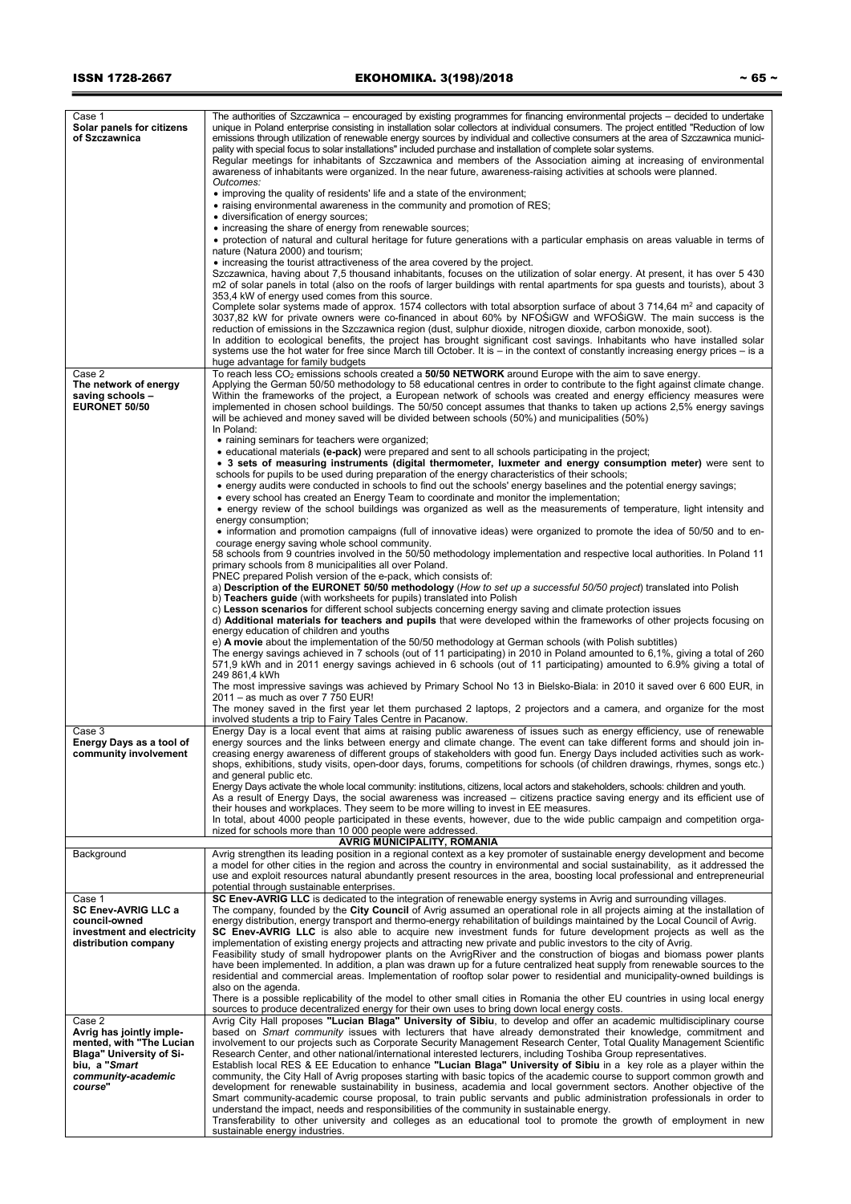| | |
|---|---|
| Case 1<br>**Solar panels for citizens of Szczawnica** | The authorities of Szczawnica – encouraged by existing programmes for financing environmental projects – decided to undertake unique in Poland enterprise consisting in installation solar collectors at individual consumers. The project entitled "Reduction of low emissions through utilization of renewable energy sources by individual and collective consumers at the area of Szczawnica municipality with special focus to solar installations" included purchase and installation of complete solar systems.<br>Regular meetings for inhabitants of Szczawnica and members of the Association aiming at increasing of environmental awareness of inhabitants were organized. In the near future, awareness-raising activities at schools were planned.<br>*Outcomes:*<br>• improving the quality of residents' life and a state of the environment;<br>• raising environmental awareness in the community and promotion of RES;<br>• diversification of energy sources;<br>• increasing the share of energy from renewable sources;<br>• protection of natural and cultural heritage for future generations with a particular emphasis on areas valuable in terms of nature (Natura 2000) and tourism;<br>• increasing the tourist attractiveness of the area covered by the project.<br>Szczawnica, having about 7,5 thousand inhabitants, focuses on the utilization of solar energy. At present, it has over 5 430 m2 of solar panels in total (also on the roofs of larger buildings with rental apartments for spa guests and tourists), about 3 353,4 kW of energy used comes from this source.<br>Complete solar systems made of approx. 1574 collectors with total absorption surface of about 3 714,64 $m^2$ and capacity of 3037,82 kW for private owners were co-financed in about 60% by NFOŚiGW and WFOŚiGW. The main success is the reduction of emissions in the Szczawnica region (dust, sulphur dioxide, nitrogen dioxide, carbon monoxide, soot).<br>In addition to ecological benefits, the project has brought significant cost savings. Inhabitants who have installed solar systems use the hot water for free since March till October. It is – in the context of constantly increasing energy prices – is a huge advantage for family budgets |
| Case 2<br>**The network of energy saving schools – EURONET 50/50** | To reach less $CO_2$ emissions schools created a **50/50 NETWORK** around Europe with the aim to save energy.<br>Applying the German 50/50 methodology to 58 educational centres in order to contribute to the fight against climate change. Within the frameworks of the project, a European network of schools was created and energy efficiency measures were implemented in chosen school buildings. The 50/50 concept assumes that thanks to taken up actions 2,5% energy savings will be achieved and money saved will be divided between schools (50%) and municipalities (50%)<br>In Poland:<br>• raining seminars for teachers were organized;<br>• educational materials **(e-pack)** were prepared and sent to all schools participating in the project;<br>• **3 sets of measuring instruments (digital thermometer, luxmeter and energy consumption meter)** were sent to schools for pupils to be used during preparation of the energy characteristics of their schools;<br>• energy audits were conducted in schools to find out the schools' energy baselines and the potential energy savings;<br>• every school has created an Energy Team to coordinate and monitor the implementation;<br>• energy review of the school buildings was organized as well as the measurements of temperature, light intensity and energy consumption;<br>• information and promotion campaigns (full of innovative ideas) were organized to promote the idea of 50/50 and to encourage energy saving whole school community.<br>58 schools from 9 countries involved in the 50/50 methodology implementation and respective local authorities. In Poland 11 primary schools from 8 municipalities all over Poland.<br>PNEC prepared Polish version of the e-pack, which consists of:<br>a) **Description of the EURONET 50/50 methodology** (*How to set up a successful 50/50 project*) translated into Polish<br>b) **Teachers guide** (with worksheets for pupils) translated into Polish<br>c) **Lesson scenarios** for different school subjects concerning energy saving and climate protection issues<br>d) **Additional materials for teachers and pupils** that were developed within the frameworks of other projects focusing on energy education of children and youths<br>e) **A movie** about the implementation of the 50/50 methodology at German schools (with Polish subtitles)<br>The energy savings achieved in 7 schools (out of 11 participating) in 2010 in Poland amounted to 6,1%, giving a total of 260 571,9 kWh and in 2011 energy savings achieved in 6 schools (out of 11 participating) amounted to 6.9% giving a total of 249 861,4 kWh<br>The most impressive savings was achieved by Primary School No 13 in Bielsko-Biala: in 2010 it saved over 6 600 EUR, in 2011 – as much as over 7 750 EUR!<br>The money saved in the first year let them purchased 2 laptops, 2 projectors and a camera, and organize for the most involved students a trip to Fairy Tales Centre in Pacanow. |
| Case 3<br>**Energy Days as a tool of community involvement** | Energy Day is a local event that aims at raising public awareness of issues such as energy efficiency, use of renewable energy sources and the links between energy and climate change. The event can take different forms and should join increasing energy awareness of different groups of stakeholders with good fun. Energy Days included activities such as workshops, exhibitions, study visits, open-door days, forums, competitions for schools (of children drawings, rhymes, songs etc.) and general public etc.<br>Energy Days activate the whole local community: institutions, citizens, local actors and stakeholders, schools: children and youth.<br>As a result of Energy Days, the social awareness was increased – citizens practice saving energy and its efficient use of their houses and workplaces. They seem to be more willing to invest in EE measures.<br>In total, about 4000 people participated in these events, however, due to the wide public campaign and competition organized for schools more than 10 000 people were addressed. |
| | **AVRIG MUNICIPALITY, ROMANIA** |
| Background | Avrig strengthen its leading position in a regional context as a key promoter of sustainable energy development and become a model for other cities in the region and across the country in environmental and social sustainability, as it addressed the use and exploit resources natural abundantly present resources in the area, boosting local professional and entrepreneurial potential through sustainable enterprises. |
| Case 1<br>**SC Enev-AVRIG LLC a council-owned investment and electricity distribution company** | **SC Enev-AVRIG LLC** is dedicated to the integration of renewable energy systems in Avrig and surrounding villages.<br>The company, founded by the **City Council** of Avrig assumed an operational role in all projects aiming at the installation of energy distribution, energy transport and thermo-energy rehabilitation of buildings maintained by the Local Council of Avrig.<br>**SC Enev-AVRIG LLC** is also able to acquire new investment funds for future development projects as well as the implementation of existing energy projects and attracting new private and public investors to the city of Avrig.<br>Feasibility study of small hydropower plants on the AvrigRiver and the construction of biogas and biomass power plants have been implemented. In addition, a plan was drawn up for a future centralized heat supply from renewable sources to the residential and commercial areas. Implementation of rooftop solar power to residential and municipality-owned buildings is also on the agenda.<br>There is a possible replicability of the model to other small cities in Romania the other EU countries in using local energy sources to produce decentralized energy for their own uses to bring down local energy costs. |
| Case 2<br>**Avrig has jointly implemented, with "The Lucian Blaga" University of Sibiu, a "*Smart community-academic course*"** | Avrig City Hall proposes **"Lucian Blaga" University of Sibiu**, to develop and offer an academic multidisciplinary course based on *Smart community* issues with lecturers that have already demonstrated their knowledge, commitment and involvement to our projects such as Corporate Security Management Research Center, Total Quality Management Scientific Research Center, and other national/international interested lecturers, including Toshiba Group representatives.<br>Establish local RES & EE Education to enhance **"Lucian Blaga" University of Sibiu** in a key role as a player within the community, the City Hall of Avrig proposes starting with basic topics of the academic course to support common growth and development for renewable sustainability in business, academia and local government sectors. Another objective of the Smart community-academic course proposal, to train public servants and public administration professionals in order to understand the impact, needs and responsibilities of the community in sustainable energy.<br>Transferability to other university and colleges as an educational tool to promote the growth of employment in new sustainable energy industries. |